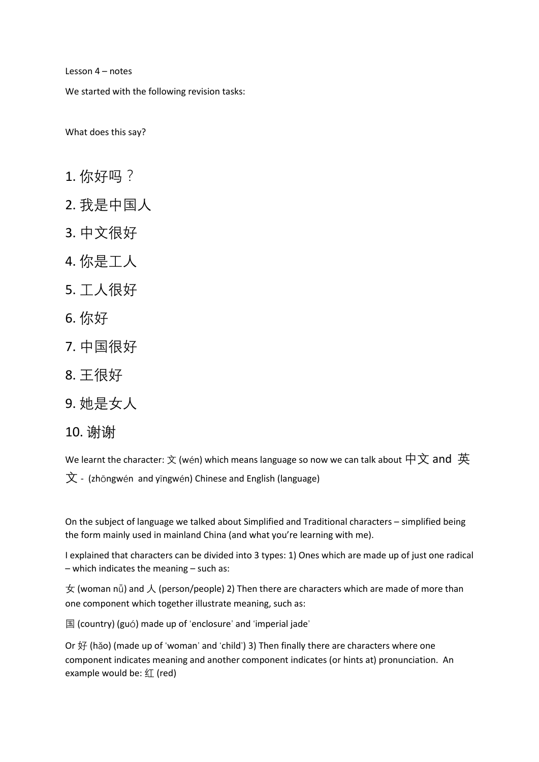Lesson 4 – notes

We started with the following revision tasks:

What does this say?

1. 你好吗？
2. 我是中国人
3. 中文很好
4. 你是工人
5. 工人很好
6. 你好
7. 中国很好
8. 王很好
9. 她是女人
10. 谢谢

We learnt the character: 文 (wén) which means language so now we can talk about 中文 and 英文 - (zhōngwén and yīngwén) Chinese and English (language)

On the subject of language we talked about Simplified and Traditional characters – simplified being the form mainly used in mainland China (and what you're learning with me).

I explained that characters can be divided into 3 types: 1) Ones which are made up of just one radical – which indicates the meaning – such as:

女 (woman nǚ) and 人 (person/people) 2) Then there are characters which are made of more than one component which together illustrate meaning, such as:

国 (country) (guó) made up of 'enclosure' and 'imperial jade'

Or 好 (hǎo) (made up of 'woman' and 'child') 3) Then finally there are characters where one component indicates meaning and another component indicates (or hints at) pronunciation. An example would be: 红 (red)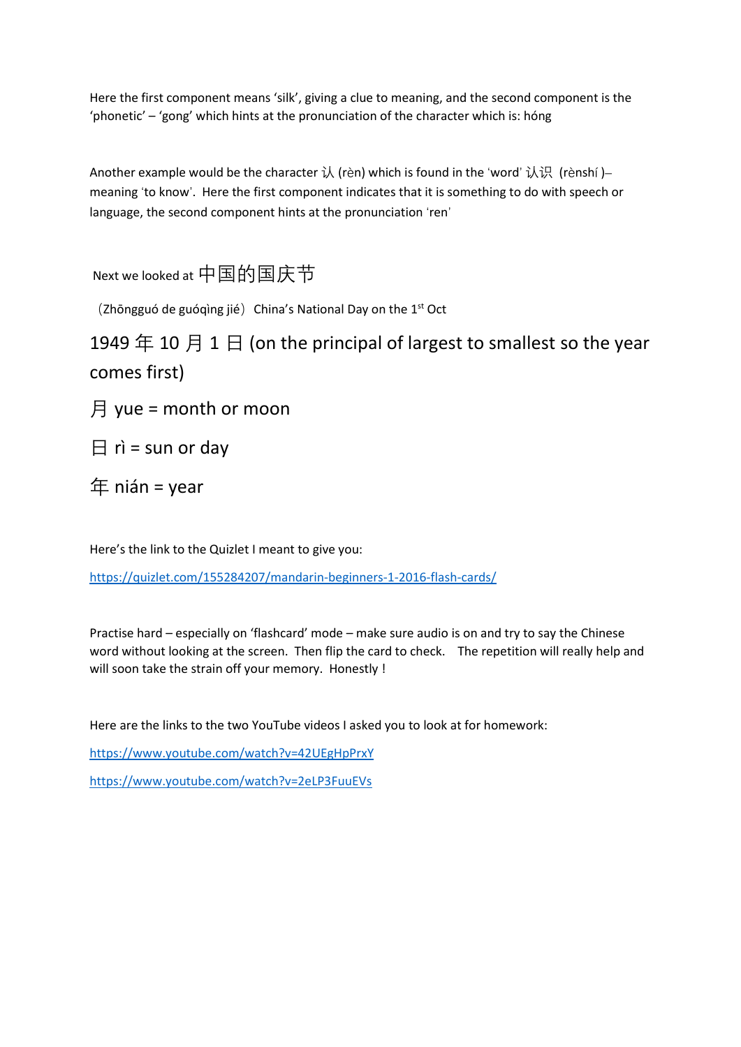Here the first component means 'silk', giving a clue to meaning, and the second component is the 'phonetic' – 'gong' which hints at the pronunciation of the character which is: hóng

Another example would be the character 认 (rèn) which is found in the 'word' 认识 (rènshí )– meaning 'to know'. Here the first component indicates that it is something to do with speech or language, the second component hints at the pronunciation 'ren'

Next we looked at 中国的国庆节

（Zhōngguó de guóqìng jié）China's National Day on the 1st Oct

1949 年 10 月 1 日 (on the principal of largest to smallest so the year comes first)

月 yue = month or moon

日 rì = sun or day

年 nián = year

Here's the link to the Quizlet I meant to give you:

https://quizlet.com/155284207/mandarin-beginners-1-2016-flash-cards/

Practise hard – especially on 'flashcard' mode – make sure audio is on and try to say the Chinese word without looking at the screen. Then flip the card to check. The repetition will really help and will soon take the strain off your memory. Honestly !

Here are the links to the two YouTube videos I asked you to look at for homework:

https://www.youtube.com/watch?v=42UEgHpPrxY

https://www.youtube.com/watch?v=2eLP3FuuEVs